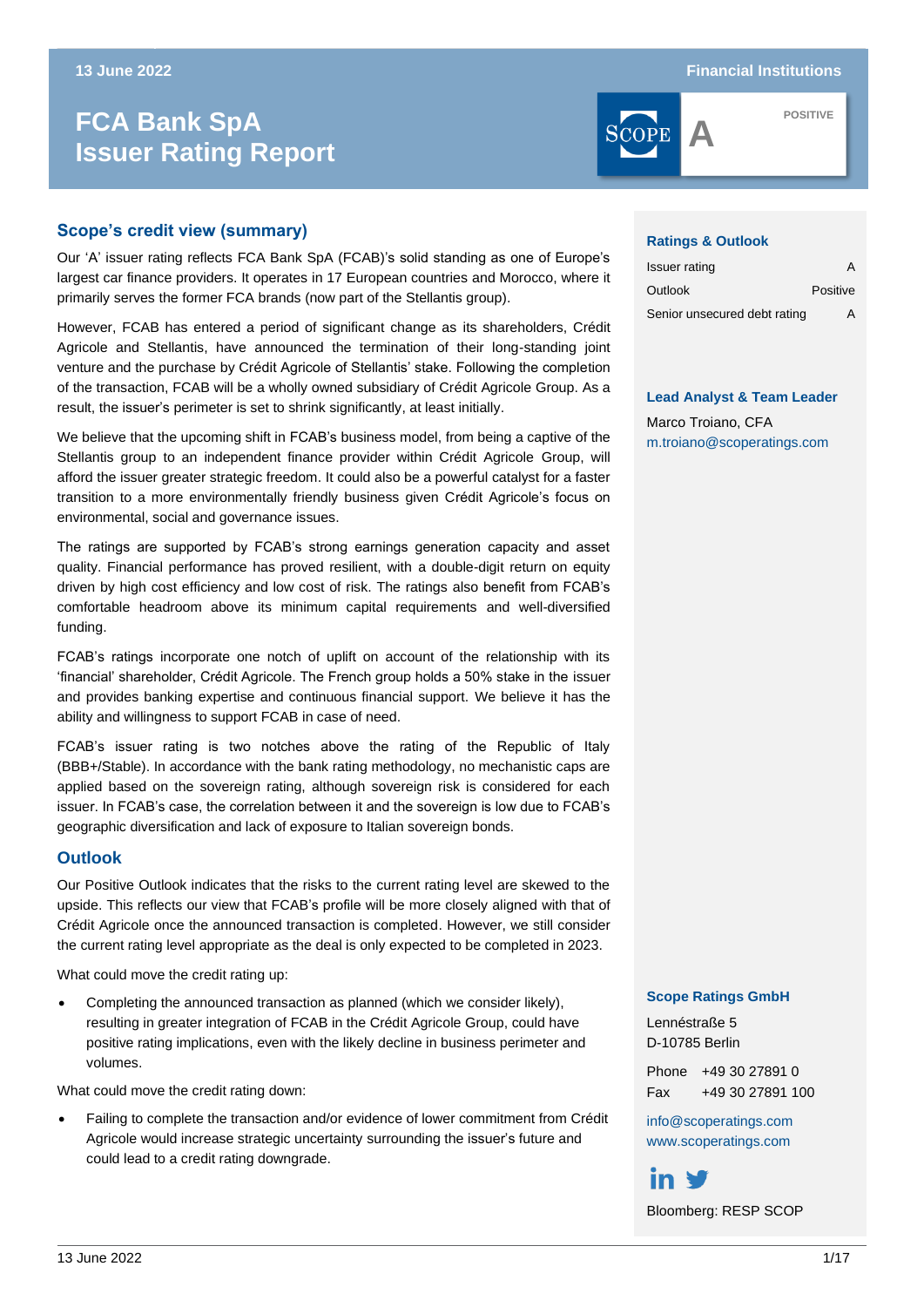# FCA Bank SpA
# Issuer Rating Report

SCOPE **A** POSITIVE

## Scope's credit view (summary)

Our 'A' issuer rating reflects FCA Bank SpA (FCAB)'s solid standing as one of Europe's largest car finance providers. It operates in 17 European countries and Morocco, where it primarily serves the former FCA brands (now part of the Stellantis group).

However, FCAB has entered a period of significant change as its shareholders, Crédit Agricole and Stellantis, have announced the termination of their long-standing joint venture and the purchase by Crédit Agricole of Stellantis' stake. Following the completion of the transaction, FCAB will be a wholly owned subsidiary of Crédit Agricole Group. As a result, the issuer's perimeter is set to shrink significantly, at least initially.

We believe that the upcoming shift in FCAB's business model, from being a captive of the Stellantis group to an independent finance provider within Crédit Agricole Group, will afford the issuer greater strategic freedom. It could also be a powerful catalyst for a faster transition to a more environmentally friendly business given Crédit Agricole's focus on environmental, social and governance issues.

The ratings are supported by FCAB's strong earnings generation capacity and asset quality. Financial performance has proved resilient, with a double-digit return on equity driven by high cost efficiency and low cost of risk. The ratings also benefit from FCAB's comfortable headroom above its minimum capital requirements and well-diversified funding.

FCAB's ratings incorporate one notch of uplift on account of the relationship with its 'financial' shareholder, Crédit Agricole. The French group holds a 50% stake in the issuer and provides banking expertise and continuous financial support. We believe it has the ability and willingness to support FCAB in case of need.

FCAB's issuer rating is two notches above the rating of the Republic of Italy (BBB+/Stable). In accordance with the bank rating methodology, no mechanistic caps are applied based on the sovereign rating, although sovereign risk is considered for each issuer. In FCAB's case, the correlation between it and the sovereign is low due to FCAB's geographic diversification and lack of exposure to Italian sovereign bonds.

## Outlook

Our Positive Outlook indicates that the risks to the current rating level are skewed to the upside. This reflects our view that FCAB's profile will be more closely aligned with that of Crédit Agricole once the announced transaction is completed. However, we still consider the current rating level appropriate as the deal is only expected to be completed in 2023.

What could move the credit rating up:

- Completing the announced transaction as planned (which we consider likely), resulting in greater integration of FCAB in the Crédit Agricole Group, could have positive rating implications, even with the likely decline in business perimeter and volumes.

What could move the credit rating down:

- Failing to complete the transaction and/or evidence of lower commitment from Crédit Agricole would increase strategic uncertainty surrounding the issuer's future and could lead to a credit rating downgrade.

### Ratings & Outlook

| | |
|---|---|
| Issuer rating | A |
| Outlook | Positive |
| Senior unsecured debt rating | A |

### Lead Analyst & Team Leader

Marco Troiano, CFA
m.troiano@scoperatings.com

### Scope Ratings GmbH

Lennéstraße 5
D-10785 Berlin

Phone +49 30 27891 0
Fax +49 30 27891 100

info@scoperatings.com
www.scoperatings.com

Bloomberg: RESP SCOP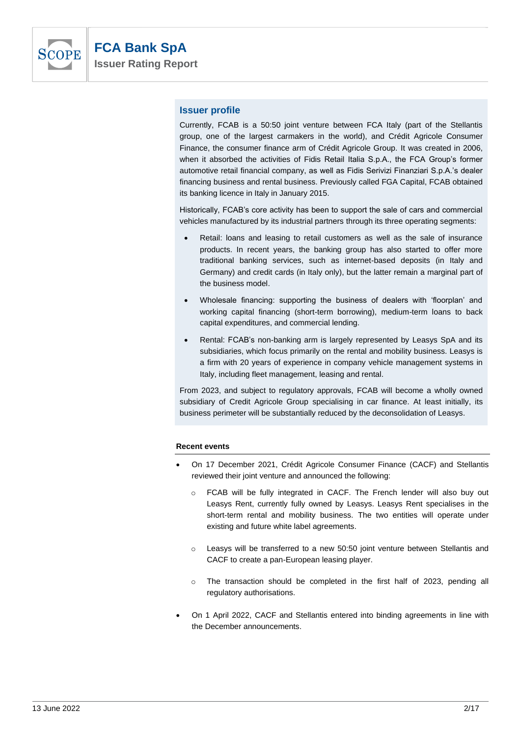## Issuer profile

Currently, FCAB is a 50:50 joint venture between FCA Italy (part of the Stellantis group, one of the largest carmakers in the world), and Crédit Agricole Consumer Finance, the consumer finance arm of Crédit Agricole Group. It was created in 2006, when it absorbed the activities of Fidis Retail Italia S.p.A., the FCA Group's former automotive retail financial company, as well as Fidis Serivizi Finanziari S.p.A.'s dealer financing business and rental business. Previously called FGA Capital, FCAB obtained its banking licence in Italy in January 2015.

Historically, FCAB's core activity has been to support the sale of cars and commercial vehicles manufactured by its industrial partners through its three operating segments:

- Retail: loans and leasing to retail customers as well as the sale of insurance products. In recent years, the banking group has also started to offer more traditional banking services, such as internet-based deposits (in Italy and Germany) and credit cards (in Italy only), but the latter remain a marginal part of the business model.
- Wholesale financing: supporting the business of dealers with 'floorplan' and working capital financing (short-term borrowing), medium-term loans to back capital expenditures, and commercial lending.
- Rental: FCAB's non-banking arm is largely represented by Leasys SpA and its subsidiaries, which focus primarily on the rental and mobility business. Leasys is a firm with 20 years of experience in company vehicle management systems in Italy, including fleet management, leasing and rental.

From 2023, and subject to regulatory approvals, FCAB will become a wholly owned subsidiary of Credit Agricole Group specialising in car finance. At least initially, its business perimeter will be substantially reduced by the deconsolidation of Leasys.

### Recent events

- On 17 December 2021, Crédit Agricole Consumer Finance (CACF) and Stellantis reviewed their joint venture and announced the following:
  - FCAB will be fully integrated in CACF. The French lender will also buy out Leasys Rent, currently fully owned by Leasys. Leasys Rent specialises in the short-term rental and mobility business. The two entities will operate under existing and future white label agreements.
  - Leasys will be transferred to a new 50:50 joint venture between Stellantis and CACF to create a pan-European leasing player.
  - The transaction should be completed in the first half of 2023, pending all regulatory authorisations.
- On 1 April 2022, CACF and Stellantis entered into binding agreements in line with the December announcements.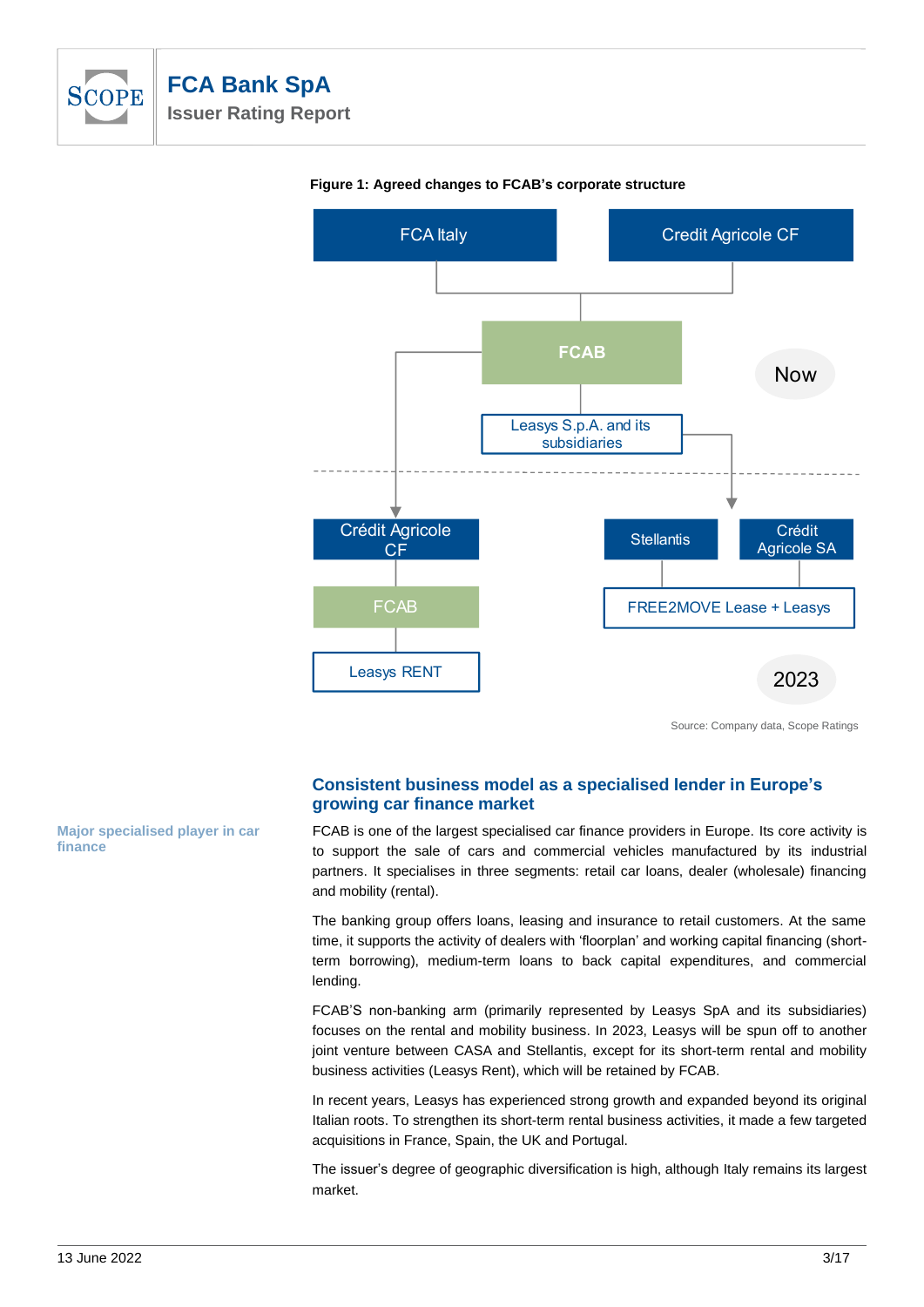**Figure 1: Agreed changes to FCAB's corporate structure**

Source: Company data, Scope Ratings

## Consistent business model as a specialised lender in Europe's growing car finance market

**Major specialised player in car finance**

FCAB is one of the largest specialised car finance providers in Europe. Its core activity is to support the sale of cars and commercial vehicles manufactured by its industrial partners. It specialises in three segments: retail car loans, dealer (wholesale) financing and mobility (rental).

The banking group offers loans, leasing and insurance to retail customers. At the same time, it supports the activity of dealers with 'floorplan' and working capital financing (short-term borrowing), medium-term loans to back capital expenditures, and commercial lending.

FCAB'S non-banking arm (primarily represented by Leasys SpA and its subsidiaries) focuses on the rental and mobility business. In 2023, Leasys will be spun off to another joint venture between CASA and Stellantis, except for its short-term rental and mobility business activities (Leasys Rent), which will be retained by FCAB.

In recent years, Leasys has experienced strong growth and expanded beyond its original Italian roots. To strengthen its short-term rental business activities, it made a few targeted acquisitions in France, Spain, the UK and Portugal.

The issuer's degree of geographic diversification is high, although Italy remains its largest market.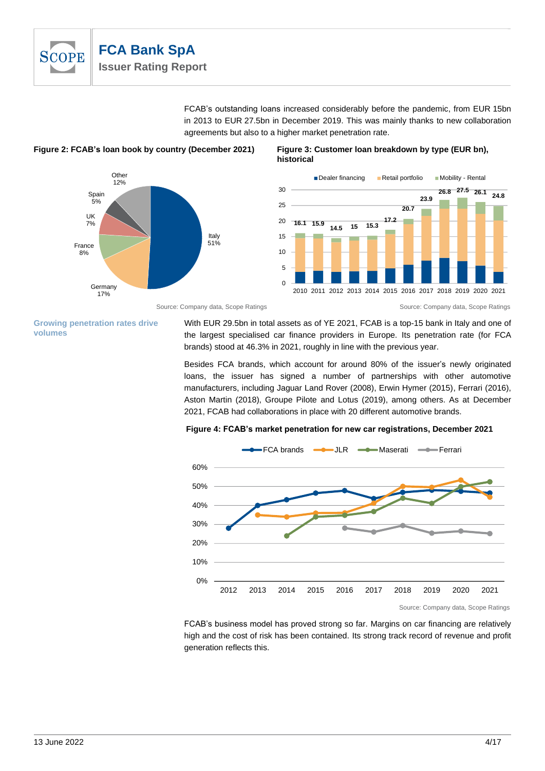FCAB's outstanding loans increased considerably before the pandemic, from EUR 15bn in 2013 to EUR 27.5bn in December 2019. This was mainly thanks to new collaboration agreements but also to a higher market penetration rate.

**Figure 2: FCAB's loan book by country (December 2021)**

Italy 51%, Germany 17%, France 8%, UK 7%, Spain 5%, Other 12%

Source: Company data, Scope Ratings

**Figure 3: Customer loan breakdown by type (EUR bn), historical**

Dealer financing, Retail portfolio, Mobility - Rental

| 2010 | 2011 | 2012 | 2013 | 2014 | 2015 | 2016 | 2017 | 2018 | 2019 | 2020 | 2021 |
|---|---|---|---|---|---|---|---|---|---|---|---|
| 16.1 | 15.9 | 14.5 | 15 | 15.3 | 17.2 | 20.7 | 23.9 | 26.8 | 27.5 | 26.1 | 24.8 |

Source: Company data, Scope Ratings

**Growing penetration rates drive volumes**

With EUR 29.5bn in total assets as of YE 2021, FCAB is a top-15 bank in Italy and one of the largest specialised car finance providers in Europe. Its penetration rate (for FCA brands) stood at 46.3% in 2021, roughly in line with the previous year.

Besides FCA brands, which account for around 80% of the issuer's newly originated loans, the issuer has signed a number of partnerships with other automotive manufacturers, including Jaguar Land Rover (2008), Erwin Hymer (2015), Ferrari (2016), Aston Martin (2018), Groupe Pilote and Lotus (2019), among others. As at December 2021, FCAB had collaborations in place with 20 different automotive brands.

**Figure 4: FCAB's market penetration for new car registrations, December 2021**

FCA brands, JLR, Maserati, Ferrari (2012–2021)

Source: Company data, Scope Ratings

FCAB's business model has proved strong so far. Margins on car financing are relatively high and the cost of risk has been contained. Its strong track record of revenue and profit generation reflects this.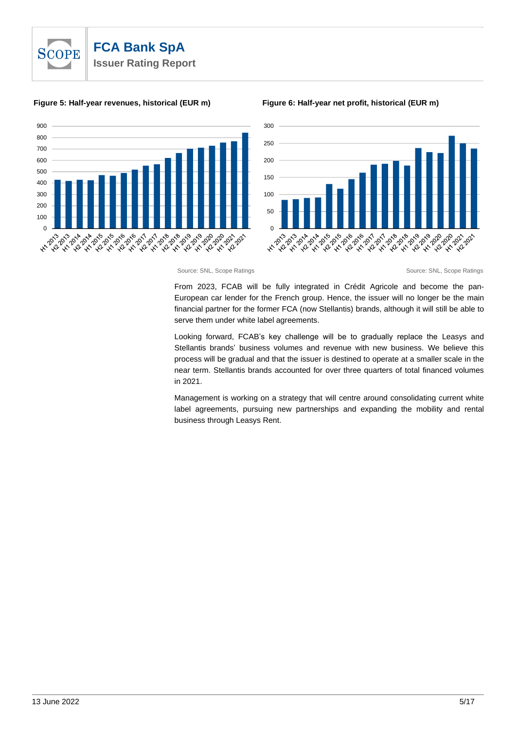**Figure 5: Half-year revenues, historical (EUR m)**

Source: SNL, Scope Ratings

**Figure 6: Half-year net profit, historical (EUR m)**

Source: SNL, Scope Ratings

From 2023, FCAB will be fully integrated in Crédit Agricole and become the pan-European car lender for the French group. Hence, the issuer will no longer be the main financial partner for the former FCA (now Stellantis) brands, although it will still be able to serve them under white label agreements.

Looking forward, FCAB's key challenge will be to gradually replace the Leasys and Stellantis brands' business volumes and revenue with new business. We believe this process will be gradual and that the issuer is destined to operate at a smaller scale in the near term. Stellantis brands accounted for over three quarters of total financed volumes in 2021.

Management is working on a strategy that will centre around consolidating current white label agreements, pursuing new partnerships and expanding the mobility and rental business through Leasys Rent.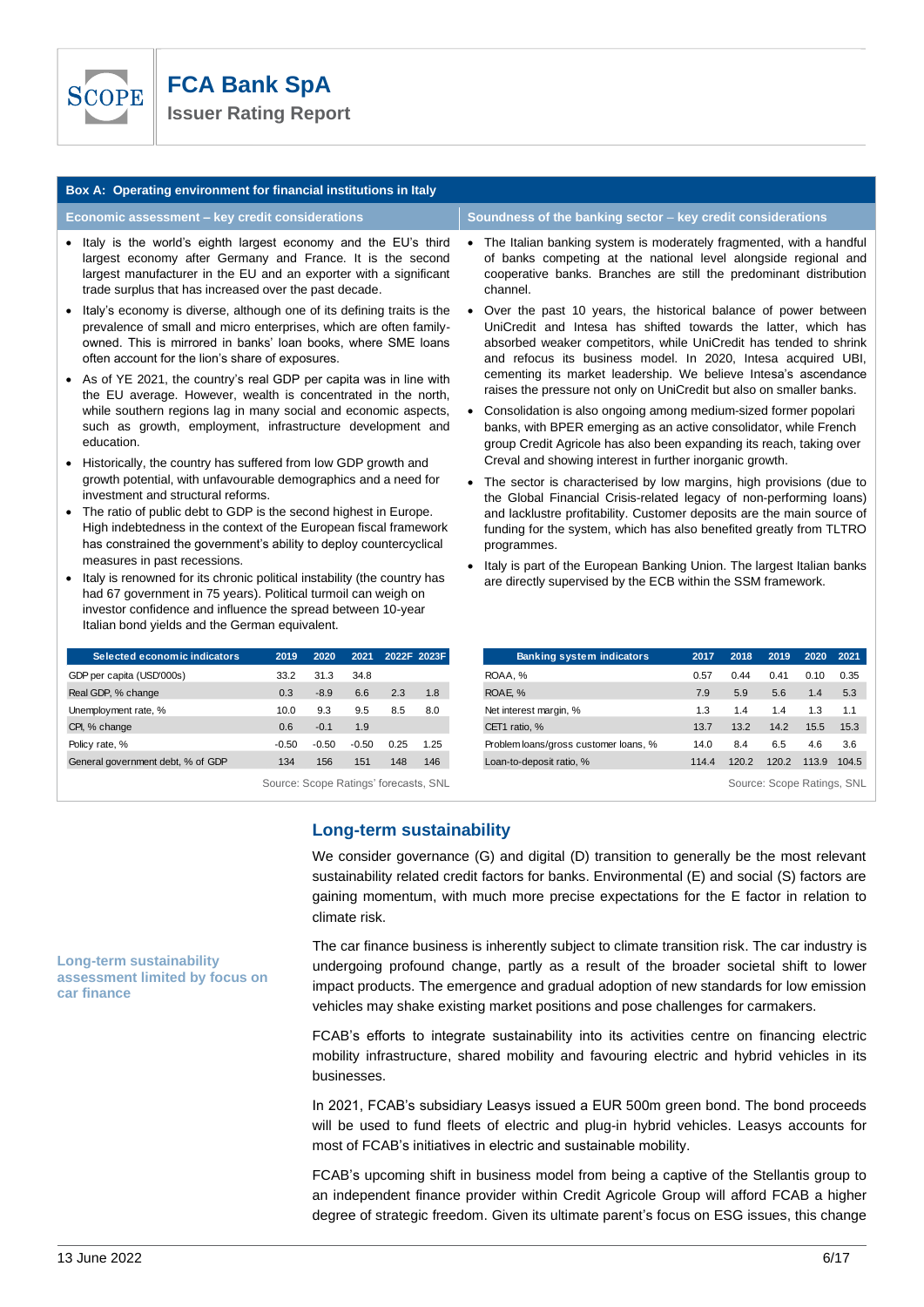### Box A: Operating environment for financial institutions in Italy

#### Economic assessment – key credit considerations

- Italy is the world's eighth largest economy and the EU's third largest economy after Germany and France. It is the second largest manufacturer in the EU and an exporter with a significant trade surplus that has increased over the past decade.
- Italy's economy is diverse, although one of its defining traits is the prevalence of small and micro enterprises, which are often family-owned. This is mirrored in banks' loan books, where SME loans often account for the lion's share of exposures.
- As of YE 2021, the country's real GDP per capita was in line with the EU average. However, wealth is concentrated in the north, while southern regions lag in many social and economic aspects, such as growth, employment, infrastructure development and education.
- Historically, the country has suffered from low GDP growth and growth potential, with unfavourable demographics and a need for investment and structural reforms.
- The ratio of public debt to GDP is the second highest in Europe. High indebtedness in the context of the European fiscal framework has constrained the government's ability to deploy countercyclical measures in past recessions.
- Italy is renowned for its chronic political instability (the country has had 67 government in 75 years). Political turmoil can weigh on investor confidence and influence the spread between 10-year Italian bond yields and the German equivalent.

| Selected economic indicators | 2019 | 2020 | 2021 | 2022F | 2023F |
|---|---|---|---|---|---|
| GDP per capita (USD'000s) | 33.2 | 31.3 | 34.8 | | |
| Real GDP, % change | 0.3 | -8.9 | 6.6 | 2.3 | 1.8 |
| Unemployment rate, % | 10.0 | 9.3 | 9.5 | 8.5 | 8.0 |
| CPI, % change | 0.6 | -0.1 | 1.9 | | |
| Policy rate, % | -0.50 | -0.50 | -0.50 | 0.25 | 1.25 |
| General government debt, % of GDP | 134 | 156 | 151 | 148 | 146 |

Source: Scope Ratings' forecasts, SNL

#### Soundness of the banking sector – key credit considerations

- The Italian banking system is moderately fragmented, with a handful of banks competing at the national level alongside regional and cooperative banks. Branches are still the predominant distribution channel.
- Over the past 10 years, the historical balance of power between UniCredit and Intesa has shifted towards the latter, which has absorbed weaker competitors, while UniCredit has tended to shrink and refocus its business model. In 2020, Intesa acquired UBI, cementing its market leadership. We believe Intesa's ascendance raises the pressure not only on UniCredit but also on smaller banks.
- Consolidation is also ongoing among medium-sized former popolari banks, with BPER emerging as an active consolidator, while French group Credit Agricole has also been expanding its reach, taking over Creval and showing interest in further inorganic growth.
- The sector is characterised by low margins, high provisions (due to the Global Financial Crisis-related legacy of non-performing loans) and lacklustre profitability. Customer deposits are the main source of funding for the system, which has also benefited greatly from TLTRO programmes.
- Italy is part of the European Banking Union. The largest Italian banks are directly supervised by the ECB within the SSM framework.

| Banking system indicators | 2017 | 2018 | 2019 | 2020 | 2021 |
|---|---|---|---|---|---|
| ROAA, % | 0.57 | 0.44 | 0.41 | 0.10 | 0.35 |
| ROAE, % | 7.9 | 5.9 | 5.6 | 1.4 | 5.3 |
| Net interest margin, % | 1.3 | 1.4 | 1.4 | 1.3 | 1.1 |
| CET1 ratio, % | 13.7 | 13.2 | 14.2 | 15.5 | 15.3 |
| Problem loans/gross customer loans, % | 14.0 | 8.4 | 6.5 | 4.6 | 3.6 |
| Loan-to-deposit ratio, % | 114.4 | 120.2 | 120.2 | 113.9 | 104.5 |

Source: Scope Ratings, SNL

## Long-term sustainability

We consider governance (G) and digital (D) transition to generally be the most relevant sustainability related credit factors for banks. Environmental (E) and social (S) factors are gaining momentum, with much more precise expectations for the E factor in relation to climate risk.

**Long-term sustainability assessment limited by focus on car finance**

The car finance business is inherently subject to climate transition risk. The car industry is undergoing profound change, partly as a result of the broader societal shift to lower impact products. The emergence and gradual adoption of new standards for low emission vehicles may shake existing market positions and pose challenges for carmakers.

FCAB's efforts to integrate sustainability into its activities centre on financing electric mobility infrastructure, shared mobility and favouring electric and hybrid vehicles in its businesses.

In 2021, FCAB's subsidiary Leasys issued a EUR 500m green bond. The bond proceeds will be used to fund fleets of electric and plug-in hybrid vehicles. Leasys accounts for most of FCAB's initiatives in electric and sustainable mobility.

FCAB's upcoming shift in business model from being a captive of the Stellantis group to an independent finance provider within Credit Agricole Group will afford FCAB a higher degree of strategic freedom. Given its ultimate parent's focus on ESG issues, this change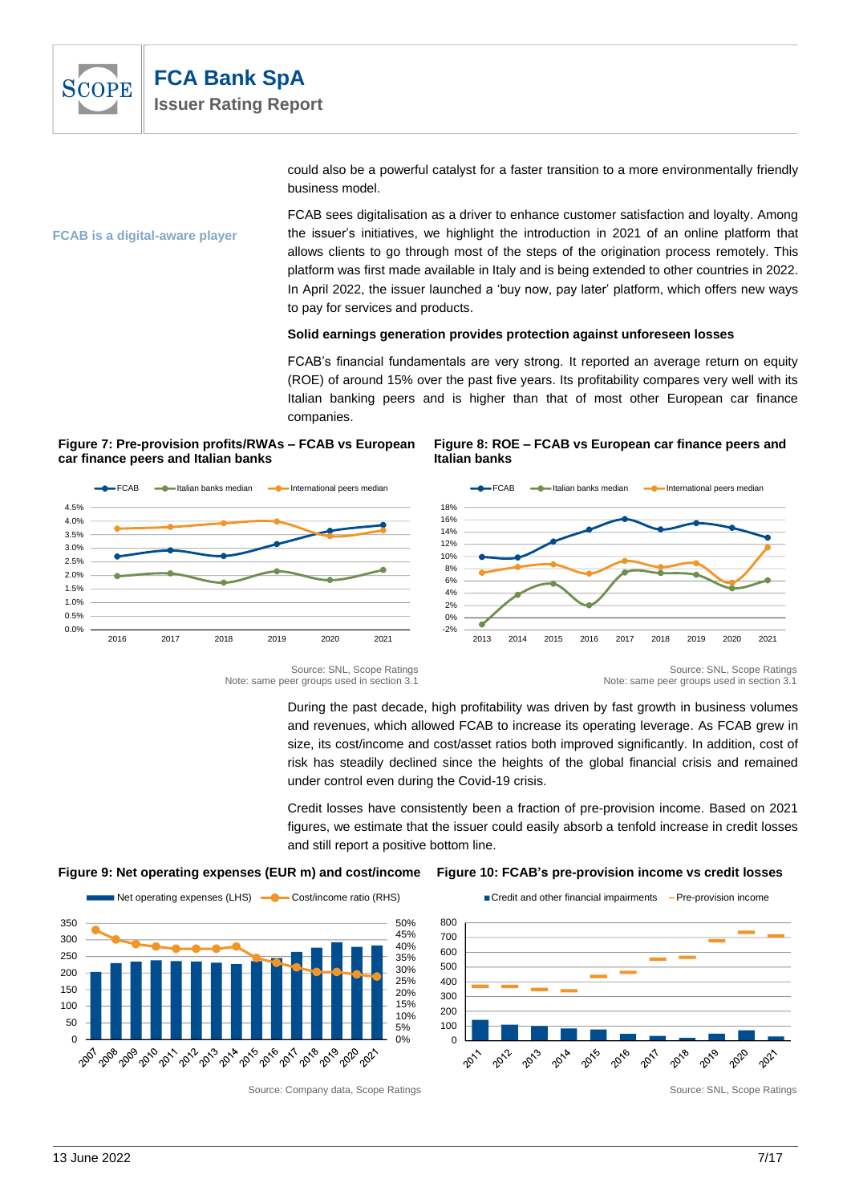could also be a powerful catalyst for a faster transition to a more environmentally friendly business model.

**FCAB is a digital-aware player**

FCAB sees digitalisation as a driver to enhance customer satisfaction and loyalty. Among the issuer's initiatives, we highlight the introduction in 2021 of an online platform that allows clients to go through most of the steps of the origination process remotely. This platform was first made available in Italy and is being extended to other countries in 2022. In April 2022, the issuer launched a 'buy now, pay later' platform, which offers new ways to pay for services and products.

**Solid earnings generation provides protection against unforeseen losses**

FCAB's financial fundamentals are very strong. It reported an average return on equity (ROE) of around 15% over the past five years. Its profitability compares very well with its Italian banking peers and is higher than that of most other European car finance companies.

**Figure 7: Pre-provision profits/RWAs – FCAB vs European car finance peers and Italian banks**

Source: SNL, Scope Ratings
Note: same peer groups used in section 3.1

**Figure 8: ROE – FCAB vs European car finance peers and Italian banks**

Source: SNL, Scope Ratings
Note: same peer groups used in section 3.1

During the past decade, high profitability was driven by fast growth in business volumes and revenues, which allowed FCAB to increase its operating leverage. As FCAB grew in size, its cost/income and cost/asset ratios both improved significantly. In addition, cost of risk has steadily declined since the heights of the global financial crisis and remained under control even during the Covid-19 crisis.

Credit losses have consistently been a fraction of pre-provision income. Based on 2021 figures, we estimate that the issuer could easily absorb a tenfold increase in credit losses and still report a positive bottom line.

**Figure 9: Net operating expenses (EUR m) and cost/income**

Source: Company data, Scope Ratings

**Figure 10: FCAB's pre-provision income vs credit losses**

Source: SNL, Scope Ratings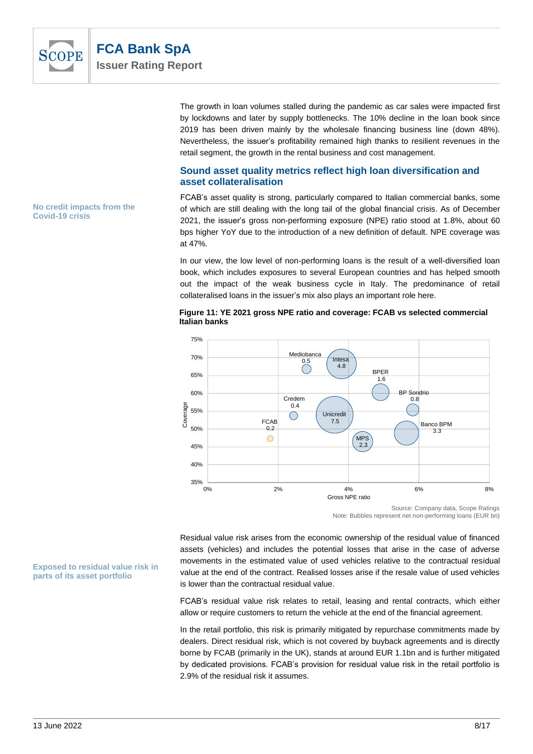The growth in loan volumes stalled during the pandemic as car sales were impacted first by lockdowns and later by supply bottlenecks. The 10% decline in the loan book since 2019 has been driven mainly by the wholesale financing business line (down 48%). Nevertheless, the issuer's profitability remained high thanks to resilient revenues in the retail segment, the growth in the rental business and cost management.

## Sound asset quality metrics reflect high loan diversification and asset collateralisation

**No credit impacts from the Covid-19 crisis**

FCAB's asset quality is strong, particularly compared to Italian commercial banks, some of which are still dealing with the long tail of the global financial crisis. As of December 2021, the issuer's gross non-performing exposure (NPE) ratio stood at 1.8%, about 60 bps higher YoY due to the introduction of a new definition of default. NPE coverage was at 47%.

In our view, the low level of non-performing loans is the result of a well-diversified loan book, which includes exposures to several European countries and has helped smooth out the impact of the weak business cycle in Italy. The predominance of retail collateralised loans in the issuer's mix also plays an important role here.

**Figure 11: YE 2021 gross NPE ratio and coverage: FCAB vs selected commercial Italian banks**

Source: Company data, Scope Ratings
Note: Bubbles represent net non-performing loans (EUR bn)

**Exposed to residual value risk in parts of its asset portfolio**

Residual value risk arises from the economic ownership of the residual value of financed assets (vehicles) and includes the potential losses that arise in the case of adverse movements in the estimated value of used vehicles relative to the contractual residual value at the end of the contract. Realised losses arise if the resale value of used vehicles is lower than the contractual residual value.

FCAB's residual value risk relates to retail, leasing and rental contracts, which either allow or require customers to return the vehicle at the end of the financial agreement.

In the retail portfolio, this risk is primarily mitigated by repurchase commitments made by dealers. Direct residual risk, which is not covered by buyback agreements and is directly borne by FCAB (primarily in the UK), stands at around EUR 1.1bn and is further mitigated by dedicated provisions. FCAB's provision for residual value risk in the retail portfolio is 2.9% of the residual risk it assumes.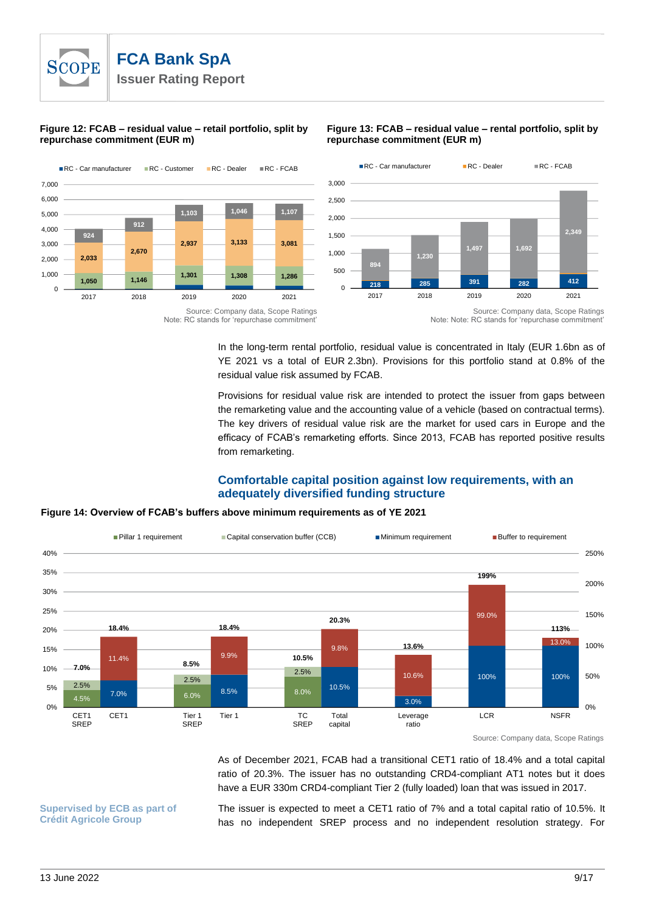**Figure 12: FCAB – residual value – retail portfolio, split by repurchase commitment (EUR m)**

| | 2017 | 2018 | 2019 | 2020 | 2021 |
|---|---|---|---|---|---|
| RC - Customer | 1,050 | 1,146 | 1,301 | 1,308 | 1,286 |
| RC - Dealer | 2,033 | 2,670 | 2,937 | 3,133 | 3,081 |
| RC - FCAB | 924 | 912 | 1,103 | 1,046 | 1,107 |

Source: Company data, Scope Ratings
Note: RC stands for 'repurchase commitment'

**Figure 13: FCAB – residual value – rental portfolio, split by repurchase commitment (EUR m)**

| | 2017 | 2018 | 2019 | 2020 | 2021 |
|---|---|---|---|---|---|
| RC - Car manufacturer | 218 | 285 | 391 | 282 | 412 |
| RC - FCAB | 894 | 1,230 | 1,497 | 1,692 | 2,349 |

Source: Company data, Scope Ratings
Note: Note: RC stands for 'repurchase commitment'

In the long-term rental portfolio, residual value is concentrated in Italy (EUR 1.6bn as of YE 2021 vs a total of EUR 2.3bn). Provisions for this portfolio stand at 0.8% of the residual value risk assumed by FCAB.

Provisions for residual value risk are intended to protect the issuer from gaps between the remarketing value and the accounting value of a vehicle (based on contractual terms). The key drivers of residual value risk are the market for used cars in Europe and the efficacy of FCAB's remarketing efforts. Since 2013, FCAB has reported positive results from remarketing.

## Comfortable capital position against low requirements, with an adequately diversified funding structure

**Figure 14: Overview of FCAB's buffers above minimum requirements as of YE 2021**

| | Pillar 1 requirement | Capital conservation buffer (CCB) | Minimum requirement | Buffer to requirement | Total |
|---|---|---|---|---|---|
| CET1 SREP | 4.5% | 2.5% | | | 7.0% |
| CET1 | | | 7.0% | 11.4% | 18.4% |
| Tier 1 SREP | 6.0% | 2.5% | | | 8.5% |
| Tier 1 | | | 8.5% | 9.9% | 18.4% |
| TC SREP | 8.0% | 2.5% | | | 10.5% |
| Total capital | | | 10.5% | 9.8% | 20.3% |
| Leverage ratio | | | 3.0% | 10.6% | 13.6% |
| LCR | | | 100% | 99.0% | 199% |
| NSFR | | | 100% | 13.0% | 113% |

Source: Company data, Scope Ratings

As of December 2021, FCAB had a transitional CET1 ratio of 18.4% and a total capital ratio of 20.3%. The issuer has no outstanding CRD4-compliant AT1 notes but it does have a EUR 330m CRD4-compliant Tier 2 (fully loaded) loan that was issued in 2017.

**Supervised by ECB as part of Crédit Agricole Group**

The issuer is expected to meet a CET1 ratio of 7% and a total capital ratio of 10.5%. It has no independent SREP process and no independent resolution strategy. For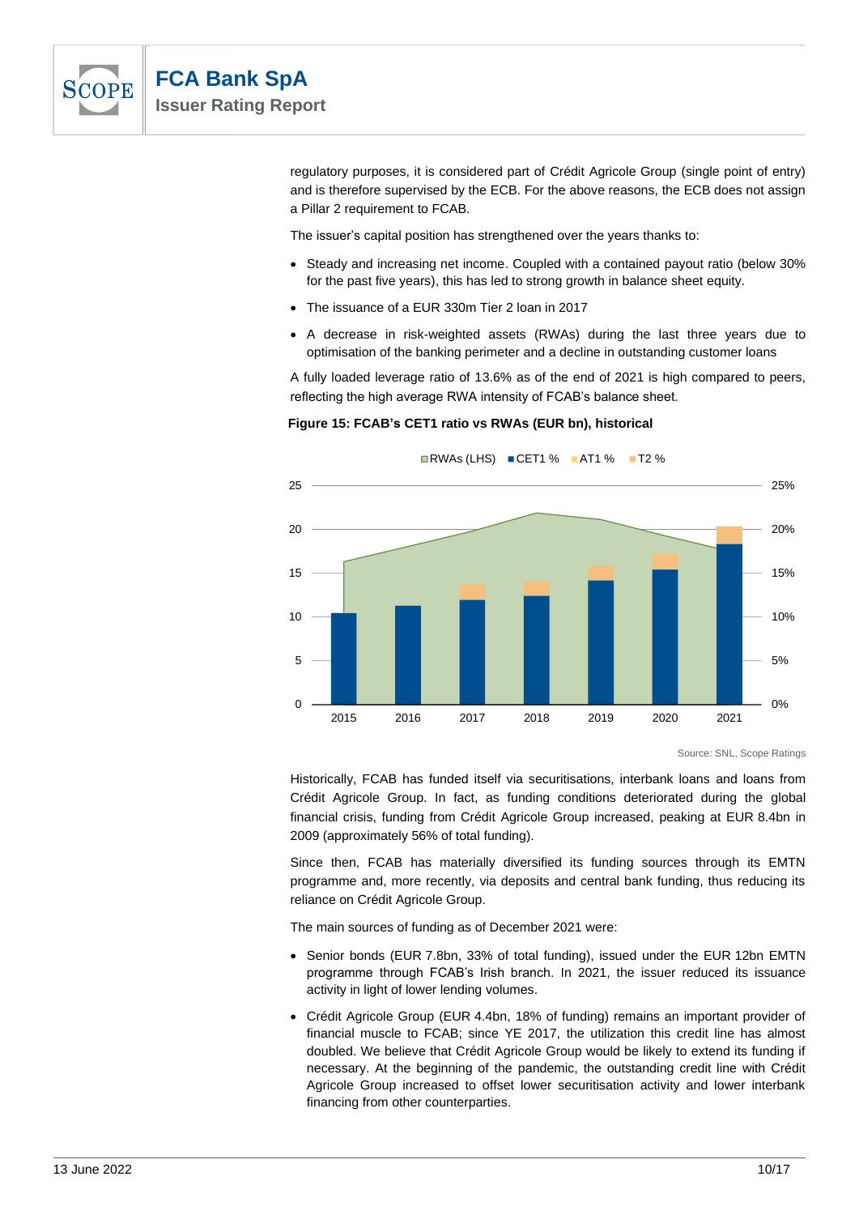regulatory purposes, it is considered part of Crédit Agricole Group (single point of entry) and is therefore supervised by the ECB. For the above reasons, the ECB does not assign a Pillar 2 requirement to FCAB.

The issuer's capital position has strengthened over the years thanks to:

- Steady and increasing net income. Coupled with a contained payout ratio (below 30% for the past five years), this has led to strong growth in balance sheet equity.
- The issuance of a EUR 330m Tier 2 loan in 2017
- A decrease in risk-weighted assets (RWAs) during the last three years due to optimisation of the banking perimeter and a decline in outstanding customer loans

A fully loaded leverage ratio of 13.6% as of the end of 2021 is high compared to peers, reflecting the high average RWA intensity of FCAB's balance sheet.

**Figure 15: FCAB's CET1 ratio vs RWAs (EUR bn), historical**

Source: SNL, Scope Ratings

Historically, FCAB has funded itself via securitisations, interbank loans and loans from Crédit Agricole Group. In fact, as funding conditions deteriorated during the global financial crisis, funding from Crédit Agricole Group increased, peaking at EUR 8.4bn in 2009 (approximately 56% of total funding).

Since then, FCAB has materially diversified its funding sources through its EMTN programme and, more recently, via deposits and central bank funding, thus reducing its reliance on Crédit Agricole Group.

The main sources of funding as of December 2021 were:

- Senior bonds (EUR 7.8bn, 33% of total funding), issued under the EUR 12bn EMTN programme through FCAB's Irish branch. In 2021, the issuer reduced its issuance activity in light of lower lending volumes.
- Crédit Agricole Group (EUR 4.4bn, 18% of funding) remains an important provider of financial muscle to FCAB; since YE 2017, the utilization this credit line has almost doubled. We believe that Crédit Agricole Group would be likely to extend its funding if necessary. At the beginning of the pandemic, the outstanding credit line with Crédit Agricole Group increased to offset lower securitisation activity and lower interbank financing from other counterparties.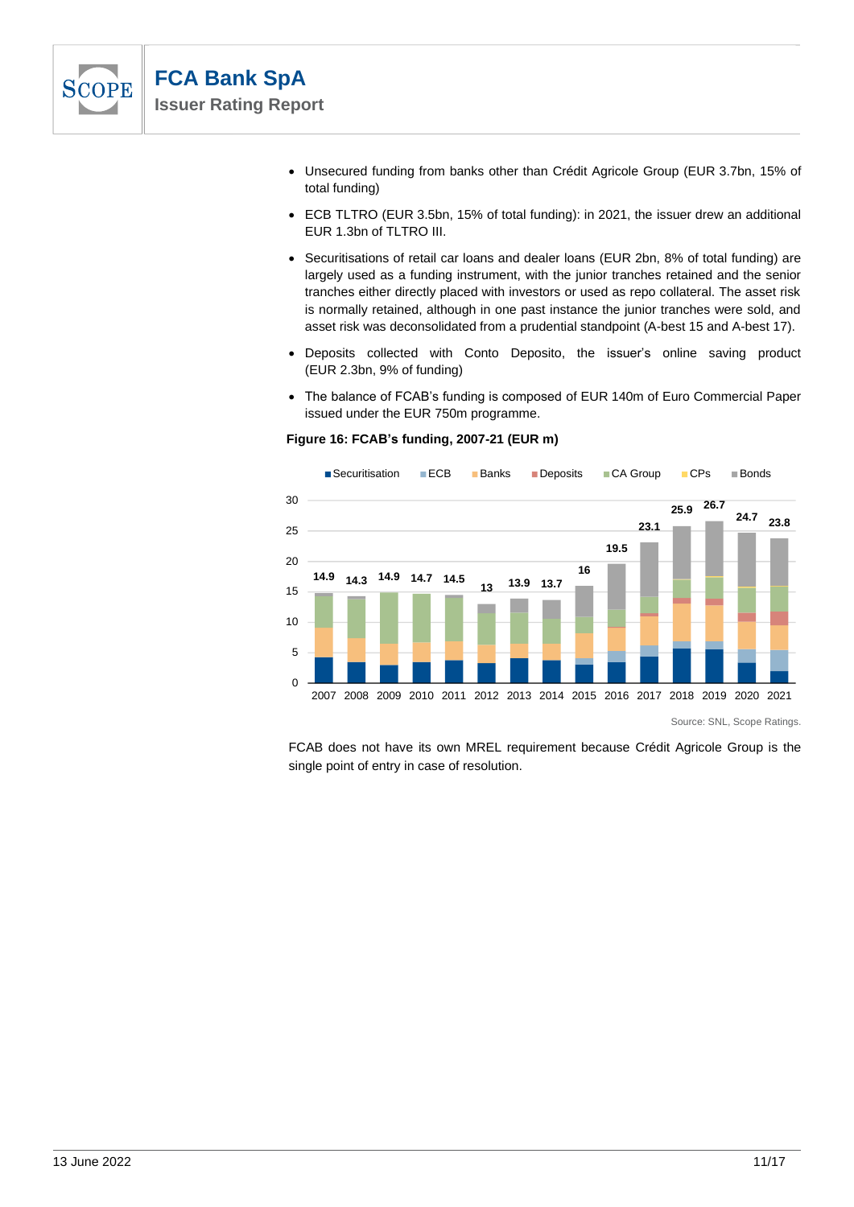- Unsecured funding from banks other than Crédit Agricole Group (EUR 3.7bn, 15% of total funding)
- ECB TLTRO (EUR 3.5bn, 15% of total funding): in 2021, the issuer drew an additional EUR 1.3bn of TLTRO III.
- Securitisations of retail car loans and dealer loans (EUR 2bn, 8% of total funding) are largely used as a funding instrument, with the junior tranches retained and the senior tranches either directly placed with investors or used as repo collateral. The asset risk is normally retained, although in one past instance the junior tranches were sold, and asset risk was deconsolidated from a prudential standpoint (A-best 15 and A-best 17).
- Deposits collected with Conto Deposito, the issuer's online saving product (EUR 2.3bn, 9% of funding)
- The balance of FCAB's funding is composed of EUR 140m of Euro Commercial Paper issued under the EUR 750m programme.

**Figure 16: FCAB's funding, 2007-21 (EUR m)**

Legend: Securitisation, ECB, Banks, Deposits, CA Group, CPs, Bonds

| Year | 2007 | 2008 | 2009 | 2010 | 2011 | 2012 | 2013 | 2014 | 2015 | 2016 | 2017 | 2018 | 2019 | 2020 | 2021 |
|---|---|---|---|---|---|---|---|---|---|---|---|---|---|---|---|
| Total | 14.9 | 14.3 | 14.9 | 14.7 | 14.5 | 13 | 13.9 | 13.7 | 16 | 19.5 | 23.1 | 25.9 | 26.7 | 24.7 | 23.8 |

Source: SNL, Scope Ratings.

FCAB does not have its own MREL requirement because Crédit Agricole Group is the single point of entry in case of resolution.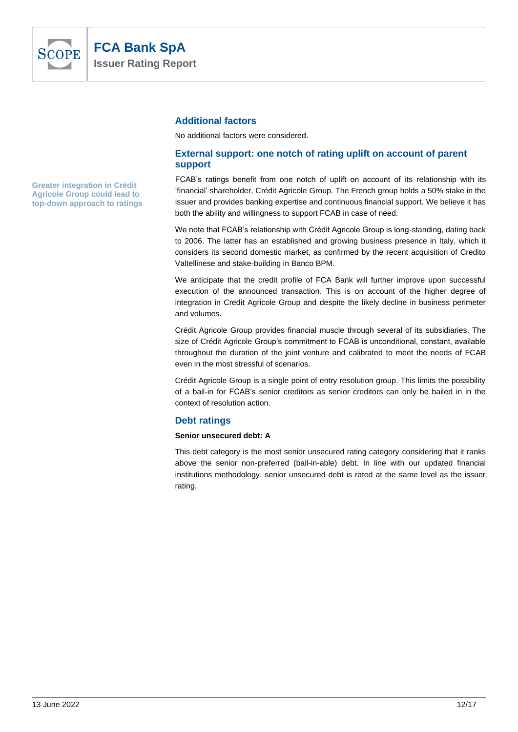## Additional factors

No additional factors were considered.

## External support: one notch of rating uplift on account of parent support

**Greater integration in Crédit Agricole Group could lead to top-down approach to ratings**

FCAB's ratings benefit from one notch of uplift on account of its relationship with its 'financial' shareholder, Crédit Agricole Group. The French group holds a 50% stake in the issuer and provides banking expertise and continuous financial support. We believe it has both the ability and willingness to support FCAB in case of need.

We note that FCAB's relationship with Crédit Agricole Group is long-standing, dating back to 2006. The latter has an established and growing business presence in Italy, which it considers its second domestic market, as confirmed by the recent acquisition of Credito Valtellinese and stake-building in Banco BPM.

We anticipate that the credit profile of FCA Bank will further improve upon successful execution of the announced transaction. This is on account of the higher degree of integration in Credit Agricole Group and despite the likely decline in business perimeter and volumes.

Crédit Agricole Group provides financial muscle through several of its subsidiaries. The size of Crédit Agricole Group's commitment to FCAB is unconditional, constant, available throughout the duration of the joint venture and calibrated to meet the needs of FCAB even in the most stressful of scenarios.

Crédit Agricole Group is a single point of entry resolution group. This limits the possibility of a bail-in for FCAB's senior creditors as senior creditors can only be bailed in in the context of resolution action.

## Debt ratings

**Senior unsecured debt: A**

This debt category is the most senior unsecured rating category considering that it ranks above the senior non-preferred (bail-in-able) debt. In line with our updated financial institutions methodology, senior unsecured debt is rated at the same level as the issuer rating.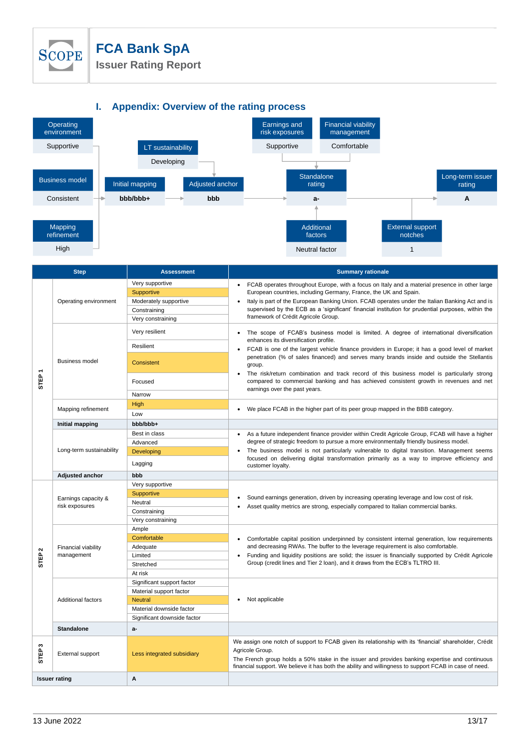## I. Appendix: Overview of the rating process

Operating environment: Supportive
Business model: Consistent
Mapping refinement: High
→ Initial mapping: bbb/bbb+
LT sustainability: Developing
→ Adjusted anchor: bbb
Earnings and risk exposures: Supportive
Financial viability management: Comfortable
Additional factors: Neutral factor
→ Standalone rating: a-
External support notches: 1
→ Long-term issuer rating: A

| Step | | Assessment | Summary rationale |
|---|---|---|---|
| STEP 1 | Operating environment | Very supportive<br>**Supportive**<br>Moderately supportive<br>Constraining<br>Very constraining | • FCAB operates throughout Europe, with a focus on Italy and a material presence in other large European countries, including Germany, France, the UK and Spain.<br>• Italy is part of the European Banking Union. FCAB operates under the Italian Banking Act and is supervised by the ECB as a 'significant' financial institution for prudential purposes, within the framework of Crédit Agricole Group. |
| | Business model | Very resilient<br>Resilient<br>**Consistent**<br>Focused<br>Narrow | • The scope of FCAB's business model is limited. A degree of international diversification enhances its diversification profile.<br>• FCAB is one of the largest vehicle finance providers in Europe; it has a good level of market penetration (% of sales financed) and serves many brands inside and outside the Stellantis group.<br>• The risk/return combination and track record of this business model is particularly strong compared to commercial banking and has achieved consistent growth in revenues and net earnings over the past years. |
| | Mapping refinement | **High**<br>Low | • We place FCAB in the higher part of its peer group mapped in the BBB category. |
| | **Initial mapping** | **bbb/bbb+** | |
| | Long-term sustainability | Best in class<br>Advanced<br>**Developing**<br>Lagging | • As a future independent finance provider within Credit Agricole Group, FCAB will have a higher degree of strategic freedom to pursue a more environmentally friendly business model.<br>• The business model is not particularly vulnerable to digital transition. Management seems focused on delivering digital transformation primarily as a way to improve efficiency and customer loyalty. |
| | **Adjusted anchor** | **bbb** | |
| STEP 2 | Earnings capacity & risk exposures | Very supportive<br>**Supportive**<br>Neutral<br>Constraining<br>Very constraining | • Sound earnings generation, driven by increasing operating leverage and low cost of risk.<br>• Asset quality metrics are strong, especially compared to Italian commercial banks. |
| | Financial viability management | Ample<br>**Comfortable**<br>Adequate<br>Limited<br>Stretched<br>At risk | • Comfortable capital position underpinned by consistent internal generation, low requirements and decreasing RWAs. The buffer to the leverage requirement is also comfortable.<br>• Funding and liquidity positions are solid; the issuer is financially supported by Crédit Agricole Group (credit lines and Tier 2 loan), and it draws from the ECB's TLTRO III. |
| | Additional factors | Significant support factor<br>Material support factor<br>**Neutral**<br>Material downside factor<br>Significant downside factor | • Not applicable |
| | **Standalone** | **a-** | |
| STEP 3 | External support | **Less integrated subsidiary** | We assign one notch of support to FCAB given its relationship with its 'financial' shareholder, Crédit Agricole Group.<br>The French group holds a 50% stake in the issuer and provides banking expertise and continuous financial support. We believe it has both the ability and willingness to support FCAB in case of need. |
| **Issuer rating** | | **A** | |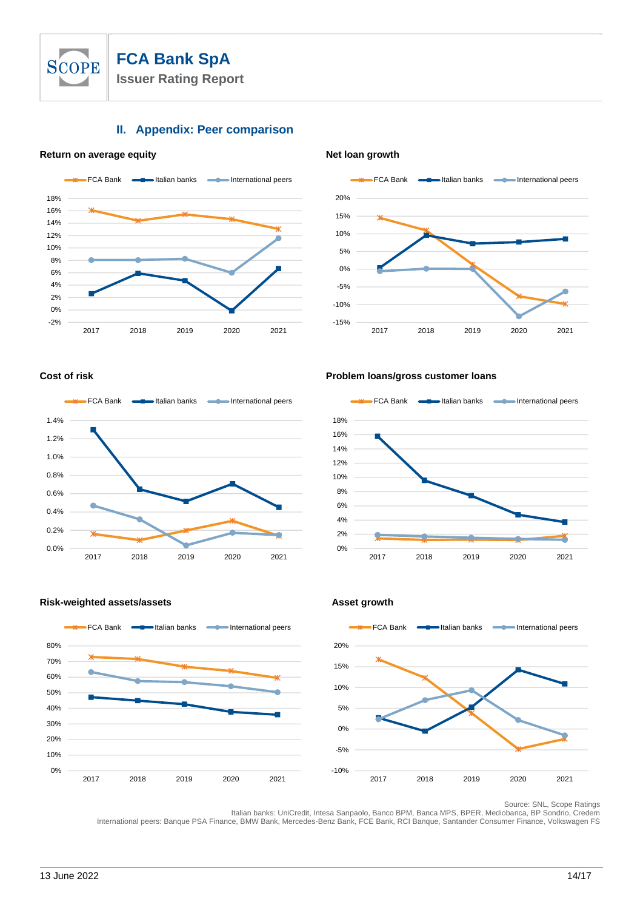## II. Appendix: Peer comparison

**Return on average equity**

**Net loan growth**

**Cost of risk**

**Problem loans/gross customer loans**

**Risk-weighted assets/assets**

**Asset growth**

Source: SNL, Scope Ratings
Italian banks: UniCredit, Intesa Sanpaolo, Banco BPM, Banca MPS, BPER, Mediobanca, BP Sondrio, Credem
International peers: Banque PSA Finance, BMW Bank, Mercedes-Benz Bank, FCE Bank, RCI Banque, Santander Consumer Finance, Volkswagen FS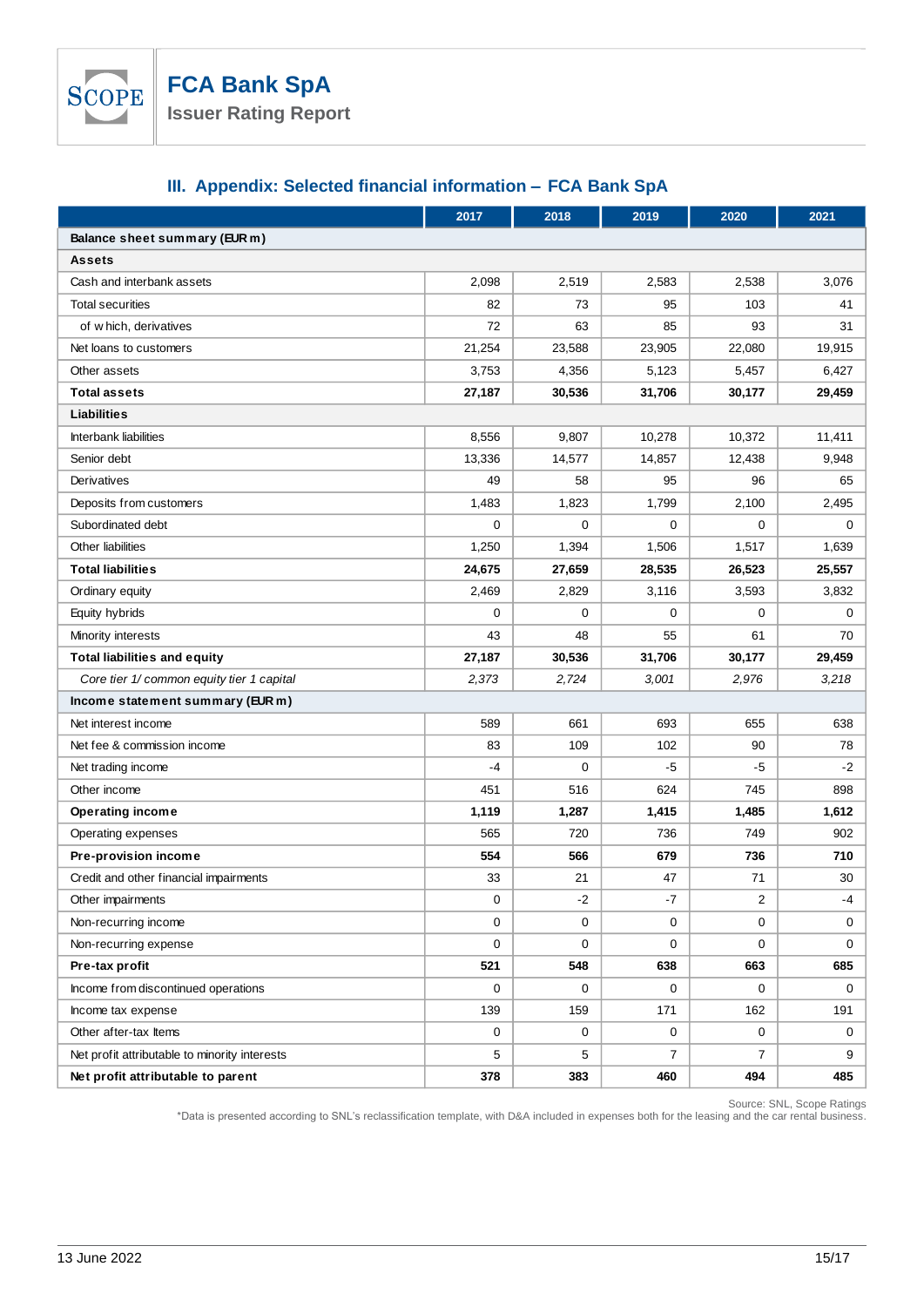## III. Appendix: Selected financial information – FCA Bank SpA

| | 2017 | 2018 | 2019 | 2020 | 2021 |
|---|---|---|---|---|---|
| **Balance sheet summary (EUR m)** | | | | | |
| **Assets** | | | | | |
| Cash and interbank assets | 2,098 | 2,519 | 2,583 | 2,538 | 3,076 |
| Total securities | 82 | 73 | 95 | 103 | 41 |
| of which, derivatives | 72 | 63 | 85 | 93 | 31 |
| Net loans to customers | 21,254 | 23,588 | 23,905 | 22,080 | 19,915 |
| Other assets | 3,753 | 4,356 | 5,123 | 5,457 | 6,427 |
| **Total assets** | **27,187** | **30,536** | **31,706** | **30,177** | **29,459** |
| **Liabilities** | | | | | |
| Interbank liabilities | 8,556 | 9,807 | 10,278 | 10,372 | 11,411 |
| Senior debt | 13,336 | 14,577 | 14,857 | 12,438 | 9,948 |
| Derivatives | 49 | 58 | 95 | 96 | 65 |
| Deposits from customers | 1,483 | 1,823 | 1,799 | 2,100 | 2,495 |
| Subordinated debt | 0 | 0 | 0 | 0 | 0 |
| Other liabilities | 1,250 | 1,394 | 1,506 | 1,517 | 1,639 |
| **Total liabilities** | **24,675** | **27,659** | **28,535** | **26,523** | **25,557** |
| Ordinary equity | 2,469 | 2,829 | 3,116 | 3,593 | 3,832 |
| Equity hybrids | 0 | 0 | 0 | 0 | 0 |
| Minority interests | 43 | 48 | 55 | 61 | 70 |
| **Total liabilities and equity** | **27,187** | **30,536** | **31,706** | **30,177** | **29,459** |
| *Core tier 1/ common equity tier 1 capital* | *2,373* | *2,724* | *3,001* | *2,976* | *3,218* |
| **Income statement summary (EUR m)** | | | | | |
| Net interest income | 589 | 661 | 693 | 655 | 638 |
| Net fee & commission income | 83 | 109 | 102 | 90 | 78 |
| Net trading income | -4 | 0 | -5 | -5 | -2 |
| Other income | 451 | 516 | 624 | 745 | 898 |
| **Operating income** | **1,119** | **1,287** | **1,415** | **1,485** | **1,612** |
| Operating expenses | 565 | 720 | 736 | 749 | 902 |
| **Pre-provision income** | **554** | **566** | **679** | **736** | **710** |
| Credit and other financial impairments | 33 | 21 | 47 | 71 | 30 |
| Other impairments | 0 | -2 | -7 | 2 | -4 |
| Non-recurring income | 0 | 0 | 0 | 0 | 0 |
| Non-recurring expense | 0 | 0 | 0 | 0 | 0 |
| **Pre-tax profit** | **521** | **548** | **638** | **663** | **685** |
| Income from discontinued operations | 0 | 0 | 0 | 0 | 0 |
| Income tax expense | 139 | 159 | 171 | 162 | 191 |
| Other after-tax Items | 0 | 0 | 0 | 0 | 0 |
| Net profit attributable to minority interests | 5 | 5 | 7 | 7 | 9 |
| **Net profit attributable to parent** | **378** | **383** | **460** | **494** | **485** |

Source: SNL, Scope Ratings

*Data is presented according to SNL's reclassification template, with D&A included in expenses both for the leasing and the car rental business.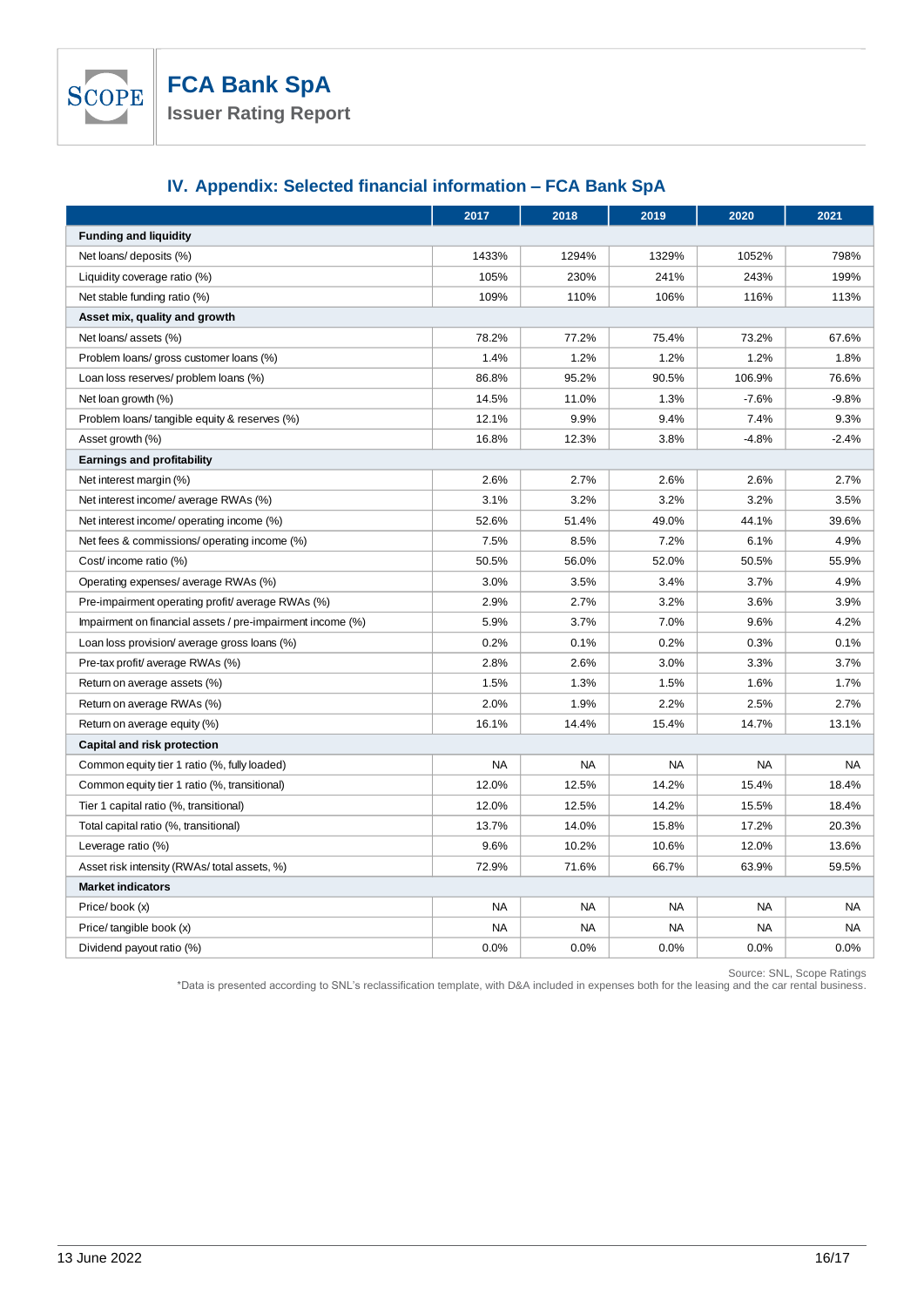## IV. Appendix: Selected financial information – FCA Bank SpA

| | 2017 | 2018 | 2019 | 2020 | 2021 |
|---|---|---|---|---|---|
| **Funding and liquidity** | | | | | |
| Net loans/ deposits (%) | 1433% | 1294% | 1329% | 1052% | 798% |
| Liquidity coverage ratio (%) | 105% | 230% | 241% | 243% | 199% |
| Net stable funding ratio (%) | 109% | 110% | 106% | 116% | 113% |
| **Asset mix, quality and growth** | | | | | |
| Net loans/ assets (%) | 78.2% | 77.2% | 75.4% | 73.2% | 67.6% |
| Problem loans/ gross customer loans (%) | 1.4% | 1.2% | 1.2% | 1.2% | 1.8% |
| Loan loss reserves/ problem loans (%) | 86.8% | 95.2% | 90.5% | 106.9% | 76.6% |
| Net loan growth (%) | 14.5% | 11.0% | 1.3% | -7.6% | -9.8% |
| Problem loans/ tangible equity & reserves (%) | 12.1% | 9.9% | 9.4% | 7.4% | 9.3% |
| Asset growth (%) | 16.8% | 12.3% | 3.8% | -4.8% | -2.4% |
| **Earnings and profitability** | | | | | |
| Net interest margin (%) | 2.6% | 2.7% | 2.6% | 2.6% | 2.7% |
| Net interest income/ average RWAs (%) | 3.1% | 3.2% | 3.2% | 3.2% | 3.5% |
| Net interest income/ operating income (%) | 52.6% | 51.4% | 49.0% | 44.1% | 39.6% |
| Net fees & commissions/ operating income (%) | 7.5% | 8.5% | 7.2% | 6.1% | 4.9% |
| Cost/ income ratio (%) | 50.5% | 56.0% | 52.0% | 50.5% | 55.9% |
| Operating expenses/ average RWAs (%) | 3.0% | 3.5% | 3.4% | 3.7% | 4.9% |
| Pre-impairment operating profit/ average RWAs (%) | 2.9% | 2.7% | 3.2% | 3.6% | 3.9% |
| Impairment on financial assets / pre-impairment income (%) | 5.9% | 3.7% | 7.0% | 9.6% | 4.2% |
| Loan loss provision/ average gross loans (%) | 0.2% | 0.1% | 0.2% | 0.3% | 0.1% |
| Pre-tax profit/ average RWAs (%) | 2.8% | 2.6% | 3.0% | 3.3% | 3.7% |
| Return on average assets (%) | 1.5% | 1.3% | 1.5% | 1.6% | 1.7% |
| Return on average RWAs (%) | 2.0% | 1.9% | 2.2% | 2.5% | 2.7% |
| Return on average equity (%) | 16.1% | 14.4% | 15.4% | 14.7% | 13.1% |
| **Capital and risk protection** | | | | | |
| Common equity tier 1 ratio (%, fully loaded) | NA | NA | NA | NA | NA |
| Common equity tier 1 ratio (%, transitional) | 12.0% | 12.5% | 14.2% | 15.4% | 18.4% |
| Tier 1 capital ratio (%, transitional) | 12.0% | 12.5% | 14.2% | 15.5% | 18.4% |
| Total capital ratio (%, transitional) | 13.7% | 14.0% | 15.8% | 17.2% | 20.3% |
| Leverage ratio (%) | 9.6% | 10.2% | 10.6% | 12.0% | 13.6% |
| Asset risk intensity (RWAs/ total assets, %) | 72.9% | 71.6% | 66.7% | 63.9% | 59.5% |
| **Market indicators** | | | | | |
| Price/ book (x) | NA | NA | NA | NA | NA |
| Price/ tangible book (x) | NA | NA | NA | NA | NA |
| Dividend payout ratio (%) | 0.0% | 0.0% | 0.0% | 0.0% | 0.0% |

Source: SNL, Scope Ratings

*Data is presented according to SNL's reclassification template, with D&A included in expenses both for the leasing and the car rental business.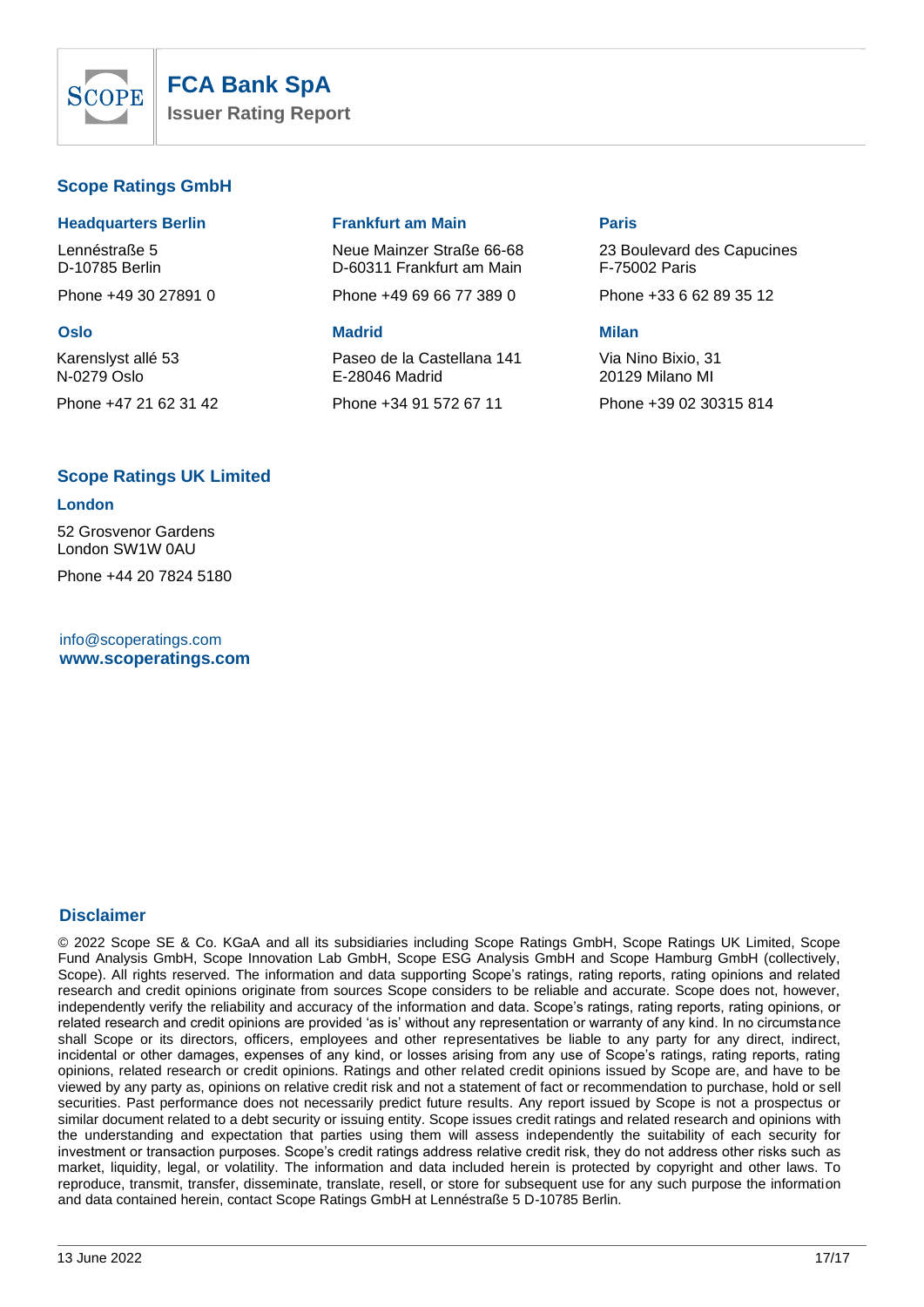## Scope Ratings GmbH

### Headquarters Berlin

Lennéstraße 5
D-10785 Berlin

Phone +49 30 27891 0

### Frankfurt am Main

Neue Mainzer Straße 66-68
D-60311 Frankfurt am Main

Phone +49 69 66 77 389 0

### Paris

23 Boulevard des Capucines
F-75002 Paris

Phone +33 6 62 89 35 12

### Oslo

Karenslyst allé 53
N-0279 Oslo

Phone +47 21 62 31 42

### Madrid

Paseo de la Castellana 141
E-28046 Madrid

Phone +34 91 572 67 11

### Milan

Via Nino Bixio, 31
20129 Milano MI

Phone +39 02 30315 814

## Scope Ratings UK Limited

### London

52 Grosvenor Gardens
London SW1W 0AU

Phone +44 20 7824 5180

info@scoperatings.com
**www.scoperatings.com**

## Disclaimer

© 2022 Scope SE & Co. KGaA and all its subsidiaries including Scope Ratings GmbH, Scope Ratings UK Limited, Scope Fund Analysis GmbH, Scope Innovation Lab GmbH, Scope ESG Analysis GmbH and Scope Hamburg GmbH (collectively, Scope). All rights reserved. The information and data supporting Scope's ratings, rating reports, rating opinions and related research and credit opinions originate from sources Scope considers to be reliable and accurate. Scope does not, however, independently verify the reliability and accuracy of the information and data. Scope's ratings, rating reports, rating opinions, or related research and credit opinions are provided 'as is' without any representation or warranty of any kind. In no circumstance shall Scope or its directors, officers, employees and other representatives be liable to any party for any direct, indirect, incidental or other damages, expenses of any kind, or losses arising from any use of Scope's ratings, rating reports, rating opinions, related research or credit opinions. Ratings and other related credit opinions issued by Scope are, and have to be viewed by any party as, opinions on relative credit risk and not a statement of fact or recommendation to purchase, hold or sell securities. Past performance does not necessarily predict future results. Any report issued by Scope is not a prospectus or similar document related to a debt security or issuing entity. Scope issues credit ratings and related research and opinions with the understanding and expectation that parties using them will assess independently the suitability of each security for investment or transaction purposes. Scope's credit ratings address relative credit risk, they do not address other risks such as market, liquidity, legal, or volatility. The information and data included herein is protected by copyright and other laws. To reproduce, transmit, transfer, disseminate, translate, resell, or store for subsequent use for any such purpose the information and data contained herein, contact Scope Ratings GmbH at Lennéstraße 5 D-10785 Berlin.

13 June 2022